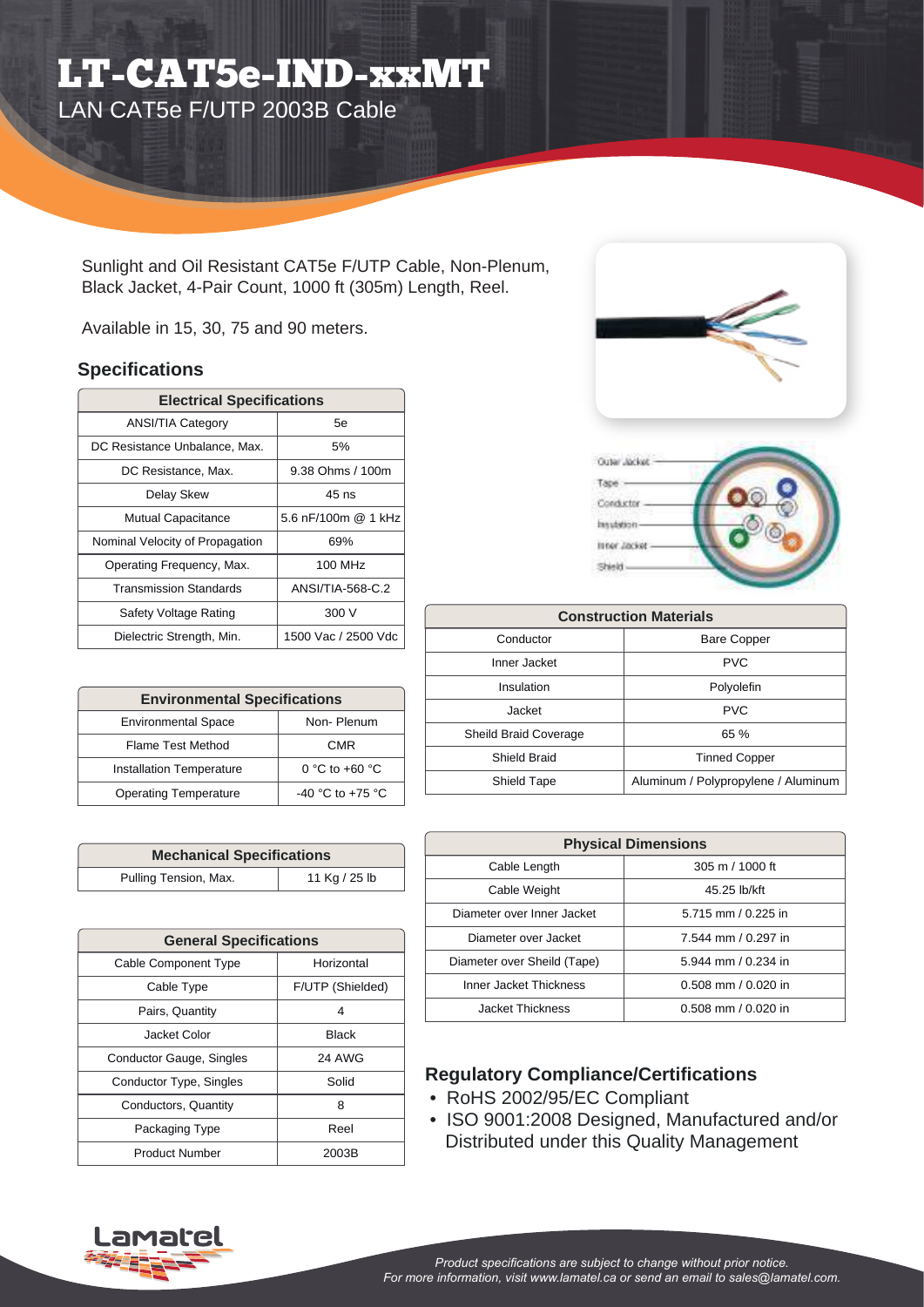# LT-CAT5e-IND-xxMT

LAN CAT5e F/UTP 2003B Cable

Sunlight and Oil Resistant CAT5e F/UTP Cable, Non-Plenum, Black Jacket, 4-Pair Count, 1000 ft (305m) Length, Reel.

Available in 15, 30, 75 and 90 meters.

## Specifications

| Electrical Specifications | |
|---|---|
| ANSI/TIA Category | 5e |
| DC Resistance Unbalance, Max. | 5% |
| DC Resistance, Max. | 9.38 Ohms / 100m |
| Delay Skew | 45 ns |
| Mutual Capacitance | 5.6 nF/100m @ 1 kHz |
| Nominal Velocity of Propagation | 69% |
| Operating Frequency, Max. | 100 MHz |
| Transmission Standards | ANSI/TIA-568-C.2 |
| Safety Voltage Rating | 300 V |
| Dielectric Strength, Min. | 1500 Vac / 2500 Vdc |

| Environmental Specifications | |
|---|---|
| Environmental Space | Non- Plenum |
| Flame Test Method | CMR |
| Installation Temperature | 0 °C to +60 °C |
| Operating Temperature | -40 °C to +75 °C |

| Mechanical Specifications | |
|---|---|
| Pulling Tension, Max. | 11 Kg / 25 lb |

| General Specifications | |
|---|---|
| Cable Component Type | Horizontal |
| Cable Type | F/UTP (Shielded) |
| Pairs, Quantity | 4 |
| Jacket Color | Black |
| Conductor Gauge, Singles | 24 AWG |
| Conductor Type, Singles | Solid |
| Conductors, Quantity | 8 |
| Packaging Type | Reel |
| Product Number | 2003B |

Outer Jacket, Tape, Conductor, Insulation, Inner Jacket, Shield

| Construction Materials | |
|---|---|
| Conductor | Bare Copper |
| Inner Jacket | PVC |
| Insulation | Polyolefin |
| Jacket | PVC |
| Sheild Braid Coverage | 65 % |
| Shield Braid | Tinned Copper |
| Shield Tape | Aluminum / Polypropylene / Aluminum |

| Physical Dimensions | |
|---|---|
| Cable Length | 305 m / 1000 ft |
| Cable Weight | 45.25 lb/kft |
| Diameter over Inner Jacket | 5.715 mm / 0.225 in |
| Diameter over Jacket | 7.544 mm / 0.297 in |
| Diameter over Sheild (Tape) | 5.944 mm / 0.234 in |
| Inner Jacket Thickness | 0.508 mm / 0.020 in |
| Jacket Thickness | 0.508 mm / 0.020 in |

## Regulatory Compliance/Certifications

- RoHS 2002/95/EC Compliant
- ISO 9001:2008 Designed, Manufactured and/or Distributed under this Quality Management

*Product specifications are subject to change without prior notice.*
*For more information, visit www.lamatel.ca or send an email to sales@lamatel.com.*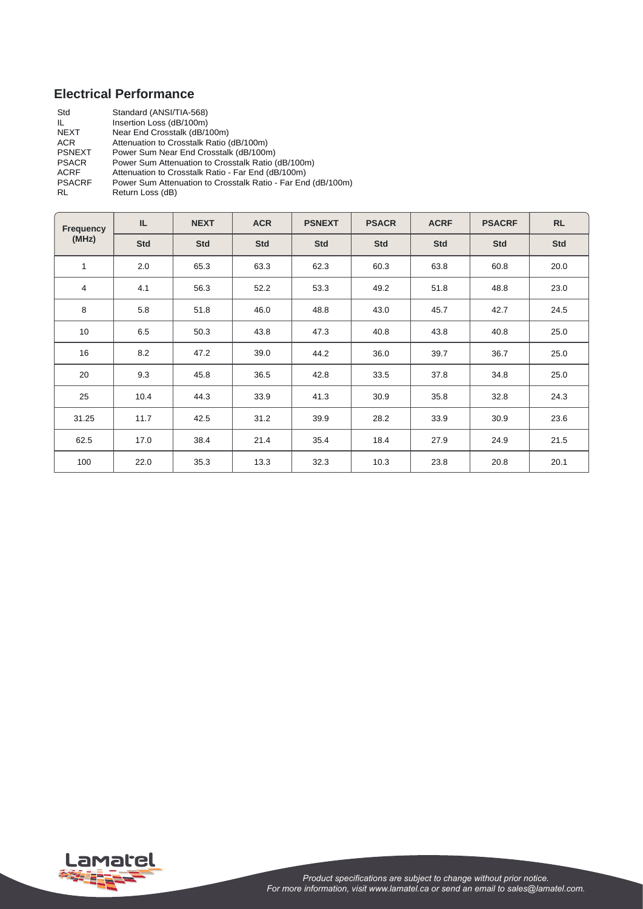## Electrical Performance

| | |
|---|---|
| Std | Standard (ANSI/TIA-568) |
| IL | Insertion Loss (dB/100m) |
| NEXT | Near End Crosstalk (dB/100m) |
| ACR | Attenuation to Crosstalk Ratio (dB/100m) |
| PSNEXT | Power Sum Near End Crosstalk (dB/100m) |
| PSACR | Power Sum Attenuation to Crosstalk Ratio (dB/100m) |
| ACRF | Attenuation to Crosstalk Ratio - Far End (dB/100m) |
| PSACRF | Power Sum Attenuation to Crosstalk Ratio - Far End (dB/100m) |
| RL | Return Loss (dB) |

| Frequency (MHz) | IL | NEXT | ACR | PSNEXT | PSACR | ACRF | PSACRF | RL |
|---|---|---|---|---|---|---|---|---|
| | **Std** | **Std** | **Std** | **Std** | **Std** | **Std** | **Std** | **Std** |
| 1 | 2.0 | 65.3 | 63.3 | 62.3 | 60.3 | 63.8 | 60.8 | 20.0 |
| 4 | 4.1 | 56.3 | 52.2 | 53.3 | 49.2 | 51.8 | 48.8 | 23.0 |
| 8 | 5.8 | 51.8 | 46.0 | 48.8 | 43.0 | 45.7 | 42.7 | 24.5 |
| 10 | 6.5 | 50.3 | 43.8 | 47.3 | 40.8 | 43.8 | 40.8 | 25.0 |
| 16 | 8.2 | 47.2 | 39.0 | 44.2 | 36.0 | 39.7 | 36.7 | 25.0 |
| 20 | 9.3 | 45.8 | 36.5 | 42.8 | 33.5 | 37.8 | 34.8 | 25.0 |
| 25 | 10.4 | 44.3 | 33.9 | 41.3 | 30.9 | 35.8 | 32.8 | 24.3 |
| 31.25 | 11.7 | 42.5 | 31.2 | 39.9 | 28.2 | 33.9 | 30.9 | 23.6 |
| 62.5 | 17.0 | 38.4 | 21.4 | 35.4 | 18.4 | 27.9 | 24.9 | 21.5 |
| 100 | 22.0 | 35.3 | 13.3 | 32.3 | 10.3 | 23.8 | 20.8 | 20.1 |

*Product specifications are subject to change without prior notice.*
*For more information, visit www.lamatel.ca or send an email to sales@lamatel.com.*